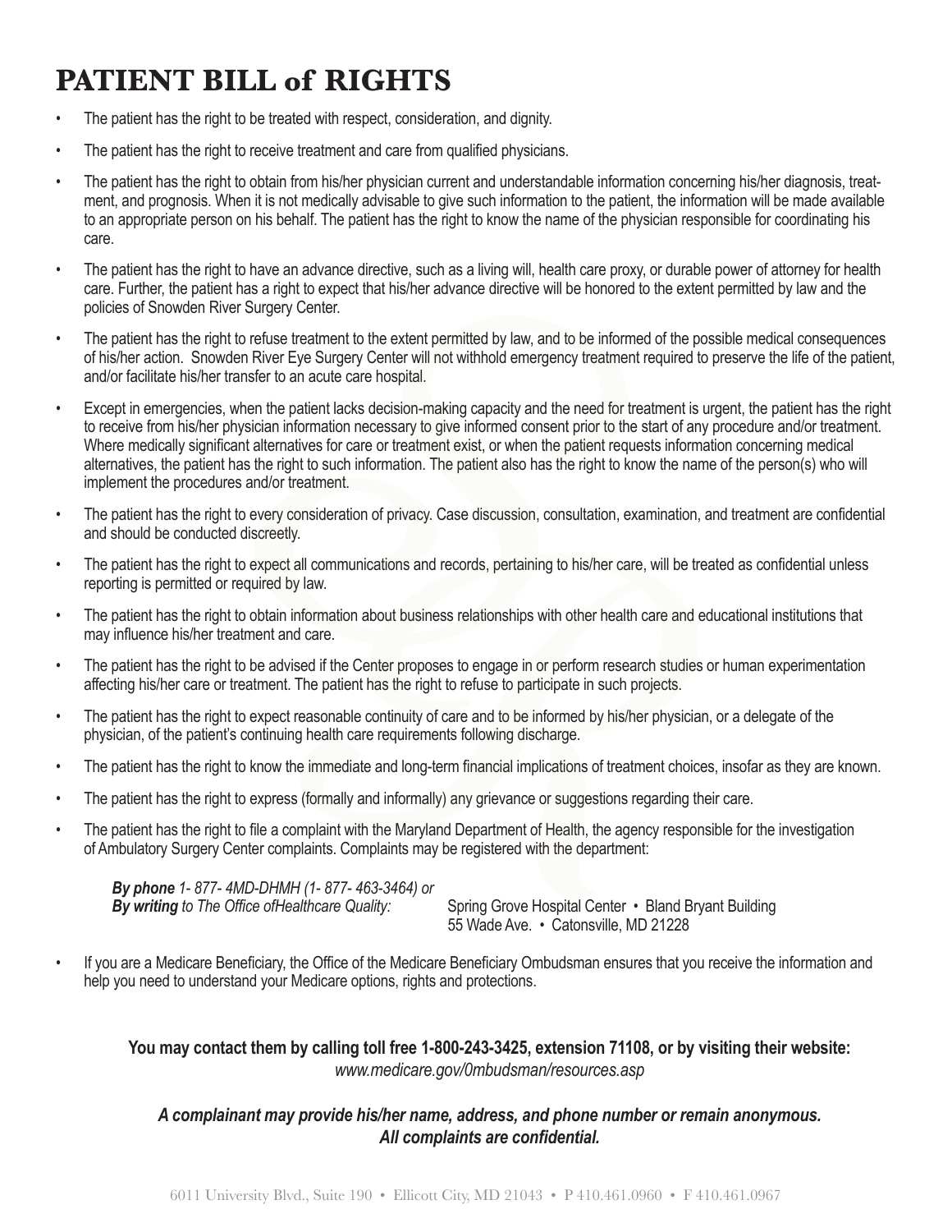# PATIENT BILL of RIGHTS

- The patient has the right to be treated with respect, consideration, and dignity.
- The patient has the right to receive treatment and care from qualified physicians.
- The patient has the right to obtain from his/her physician current and understandable information concerning his/her diagnosis, treatment, and prognosis. When it is not medically advisable to give such information to the patient, the information will be made available to an appropriate person on his behalf. The patient has the right to know the name of the physician responsible for coordinating his care.
- The patient has the right to have an advance directive, such as a living will, health care proxy, or durable power of attorney for health care. Further, the patient has a right to expect that his/her advance directive will be honored to the extent permitted by law and the policies of Snowden River Surgery Center.
- The patient has the right to refuse treatment to the extent permitted by law, and to be informed of the possible medical consequences of his/her action. Snowden River Eye Surgery Center will not withhold emergency treatment required to preserve the life of the patient, and/or facilitate his/her transfer to an acute care hospital.
- Except in emergencies, when the patient lacks decision-making capacity and the need for treatment is urgent, the patient has the right to receive from his/her physician information necessary to give informed consent prior to the start of any procedure and/or treatment. Where medically significant alternatives for care or treatment exist, or when the patient requests information concerning medical alternatives, the patient has the right to such information. The patient also has the right to know the name of the person(s) who will implement the procedures and/or treatment.
- The patient has the right to every consideration of privacy. Case discussion, consultation, examination, and treatment are confidential and should be conducted discreetly.
- The patient has the right to expect all communications and records, pertaining to his/her care, will be treated as confidential unless reporting is permitted or required by law.
- The patient has the right to obtain information about business relationships with other health care and educational institutions that may influence his/her treatment and care.
- The patient has the right to be advised if the Center proposes to engage in or perform research studies or human experimentation affecting his/her care or treatment. The patient has the right to refuse to participate in such projects.
- The patient has the right to expect reasonable continuity of care and to be informed by his/her physician, or a delegate of the physician, of the patient's continuing health care requirements following discharge.
- The patient has the right to know the immediate and long-term financial implications of treatment choices, insofar as they are known.
- The patient has the right to express (formally and informally) any grievance or suggestions regarding their care.
- The patient has the right to file a complaint with the Maryland Department of Health, the agency responsible for the investigation of Ambulatory Surgery Center complaints. Complaints may be registered with the department:

  ***By phone*** *1- 877- 4MD-DHMH (1- 877- 463-3464) or*
  ***By writing*** *to The Office ofHealthcare Quality:* Spring Grove Hospital Center • Bland Bryant Building
  55 Wade Ave. • Catonsville, MD 21228

- If you are a Medicare Beneficiary, the Office of the Medicare Beneficiary Ombudsman ensures that you receive the information and help you need to understand your Medicare options, rights and protections.

**You may contact them by calling toll free 1-800-243-3425, extension 71108, or by visiting their website:**
*www.medicare.gov/0mbudsman/resources.asp*

***A complainant may provide his/her name, address, and phone number or remain anonymous.***
***All complaints are confidential.***

6011 University Blvd., Suite 190 • Ellicott City, MD 21043 • P 410.461.0960 • F 410.461.0967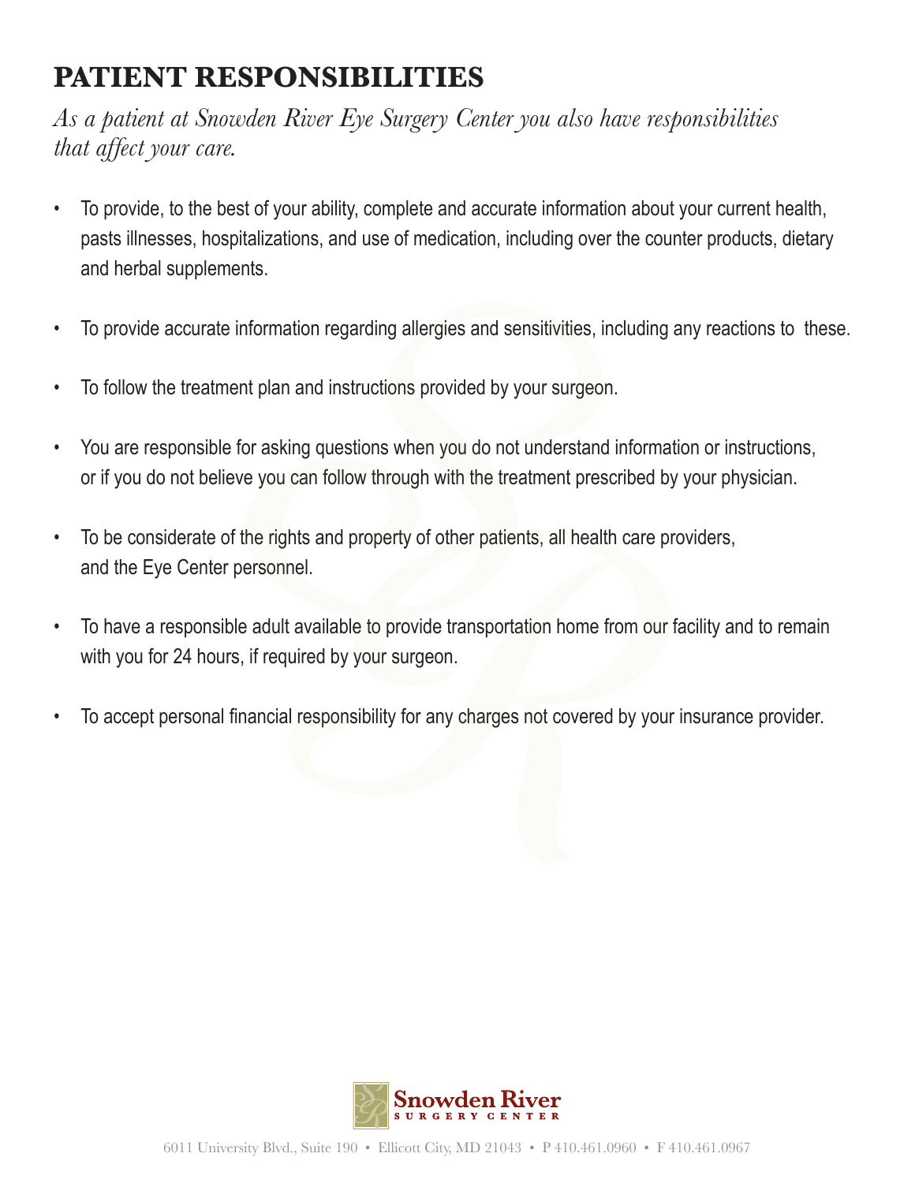# PATIENT RESPONSIBILITIES

*As a patient at Snowden River Eye Surgery Center you also have responsibilities that affect your care.*

- To provide, to the best of your ability, complete and accurate information about your current health, pasts illnesses, hospitalizations, and use of medication, including over the counter products, dietary and herbal supplements.
- To provide accurate information regarding allergies and sensitivities, including any reactions to these.
- To follow the treatment plan and instructions provided by your surgeon.
- You are responsible for asking questions when you do not understand information or instructions, or if you do not believe you can follow through with the treatment prescribed by your physician.
- To be considerate of the rights and property of other patients, all health care providers, and the Eye Center personnel.
- To have a responsible adult available to provide transportation home from our facility and to remain with you for 24 hours, if required by your surgeon.
- To accept personal financial responsibility for any charges not covered by your insurance provider.

Snowden River
SURGERY CENTER

6011 University Blvd., Suite 190 • Ellicott City, MD 21043 • P 410.461.0960 • F 410.461.0967